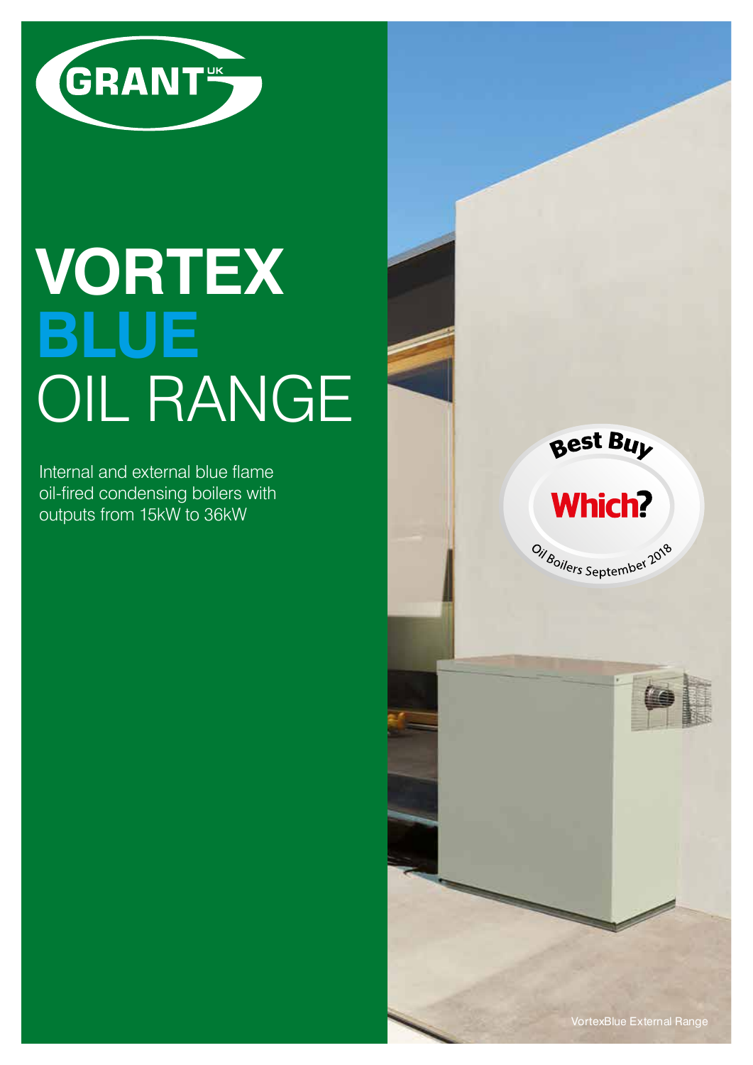GRANT UK

# VORTEX BLUE OIL RANGE

Internal and external blue flame oil-fired condensing boilers with outputs from 15kW to 36kW

Best Buy Which? Oil Boilers September 2018

VortexBlue External Range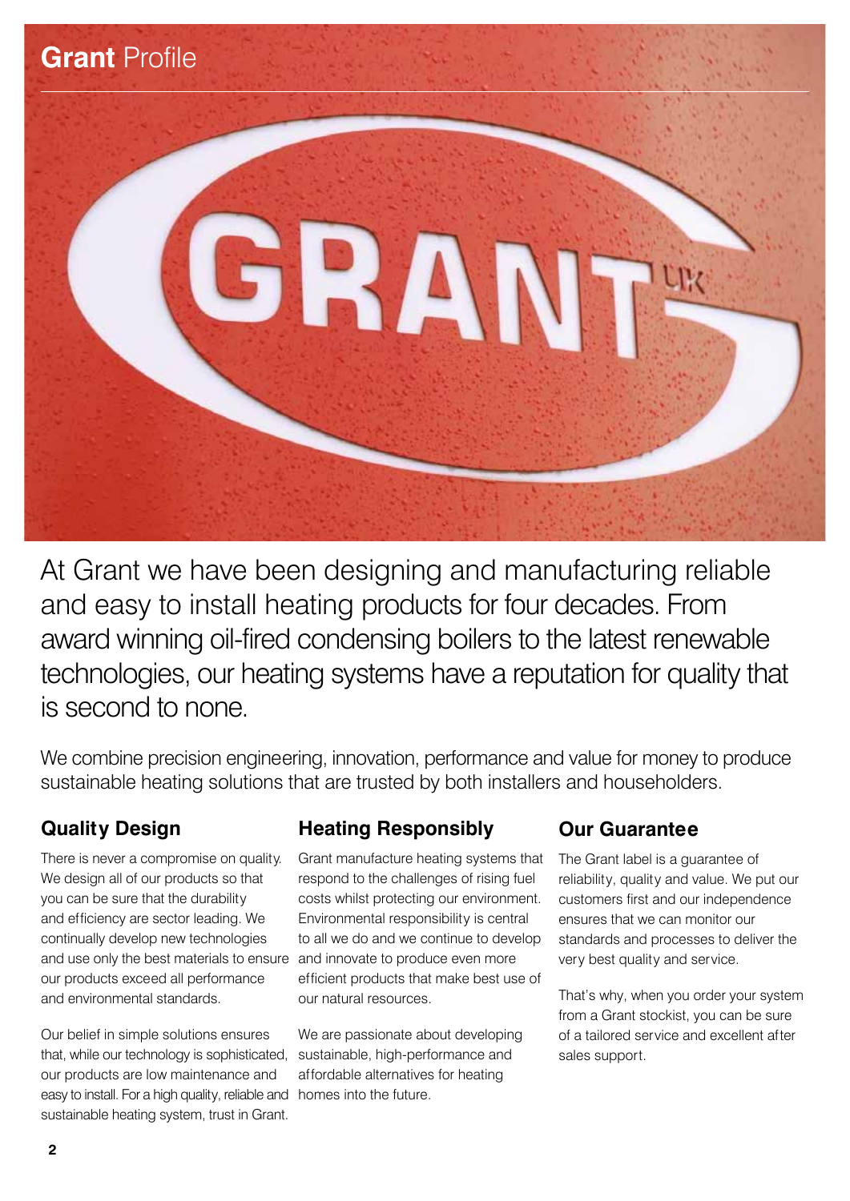# **Grant** Profile

At Grant we have been designing and manufacturing reliable and easy to install heating products for four decades. From award winning oil-fired condensing boilers to the latest renewable technologies, our heating systems have a reputation for quality that is second to none.

We combine precision engineering, innovation, performance and value for money to produce sustainable heating solutions that are trusted by both installers and householders.

## Quality Design

There is never a compromise on quality. We design all of our products so that you can be sure that the durability and efficiency are sector leading. We continually develop new technologies and use only the best materials to ensure our products exceed all performance and environmental standards.

Our belief in simple solutions ensures that, while our technology is sophisticated, our products are low maintenance and easy to install. For a high quality, reliable and sustainable heating system, trust in Grant.

## Heating Responsibly

Grant manufacture heating systems that respond to the challenges of rising fuel costs whilst protecting our environment. Environmental responsibility is central to all we do and we continue to develop and innovate to produce even more efficient products that make best use of our natural resources.

We are passionate about developing sustainable, high-performance and affordable alternatives for heating homes into the future.

## Our Guarantee

The Grant label is a guarantee of reliability, quality and value. We put our customers first and our independence ensures that we can monitor our standards and processes to deliver the very best quality and service.

That's why, when you order your system from a Grant stockist, you can be sure of a tailored service and excellent after sales support.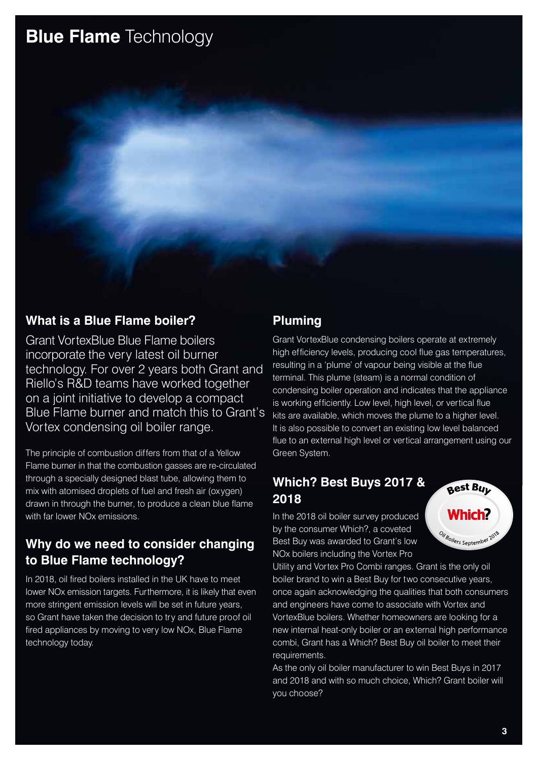# **Blue Flame** Technology

## What is a Blue Flame boiler?

Grant VortexBlue Blue Flame boilers incorporate the very latest oil burner technology. For over 2 years both Grant and Riello's R&D teams have worked together on a joint initiative to develop a compact Blue Flame burner and match this to Grant's Vortex condensing oil boiler range.

The principle of combustion differs from that of a Yellow Flame burner in that the combustion gasses are re-circulated through a specially designed blast tube, allowing them to mix with atomised droplets of fuel and fresh air (oxygen) drawn in through the burner, to produce a clean blue flame with far lower NOx emissions.

## Why do we need to consider changing to Blue Flame technology?

In 2018, oil fired boilers installed in the UK have to meet lower NOx emission targets. Furthermore, it is likely that even more stringent emission levels will be set in future years, so Grant have taken the decision to try and future proof oil fired appliances by moving to very low NOx, Blue Flame technology today.

## Pluming

Grant VortexBlue condensing boilers operate at extremely high efficiency levels, producing cool flue gas temperatures, resulting in a 'plume' of vapour being visible at the flue terminal. This plume (steam) is a normal condition of condensing boiler operation and indicates that the appliance is working efficiently. Low level, high level, or vertical flue kits are available, which moves the plume to a higher level. It is also possible to convert an existing low level balanced flue to an external high level or vertical arrangement using our Green System.

## Which? Best Buys 2017 & 2018

Best Buy Which? Oil Boilers September 2018

In the 2018 oil boiler survey produced by the consumer Which?, a coveted Best Buy was awarded to Grant's low NOx boilers including the Vortex Pro Utility and Vortex Pro Combi ranges. Grant is the only oil boiler brand to win a Best Buy for two consecutive years, once again acknowledging the qualities that both consumers and engineers have come to associate with Vortex and VortexBlue boilers. Whether homeowners are looking for a new internal heat-only boiler or an external high performance combi, Grant has a Which? Best Buy oil boiler to meet their requirements.

As the only oil boiler manufacturer to win Best Buys in 2017 and 2018 and with so much choice, Which? Grant boiler will you choose?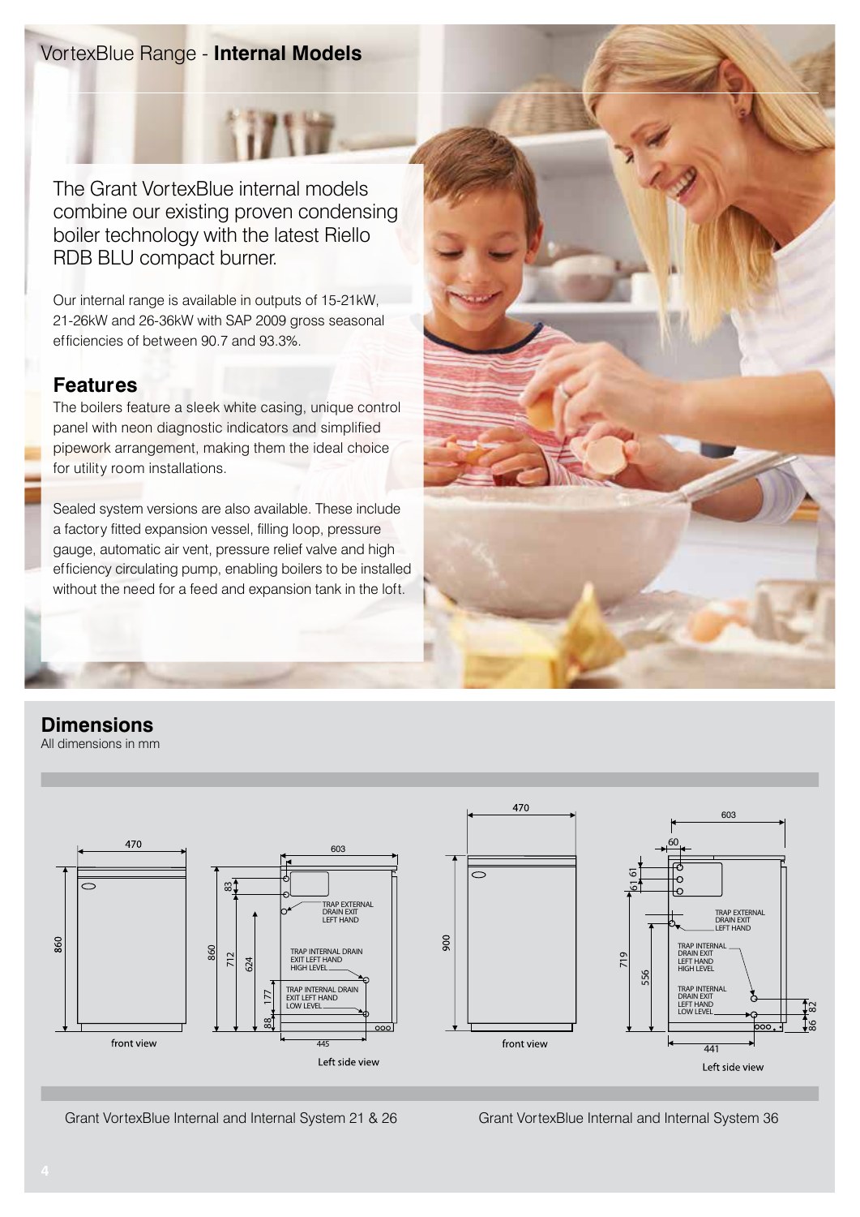# VortexBlue Range - **Internal Models**

The Grant VortexBlue internal models combine our existing proven condensing boiler technology with the latest Riello RDB BLU compact burner.

Our internal range is available in outputs of 15-21kW, 21-26kW and 26-36kW with SAP 2009 gross seasonal efficiencies of between 90.7 and 93.3%.

## Features

The boilers feature a sleek white casing, unique control panel with neon diagnostic indicators and simplified pipework arrangement, making them the ideal choice for utility room installations.

Sealed system versions are also available. These include a factory fitted expansion vessel, filling loop, pressure gauge, automatic air vent, pressure relief valve and high efficiency circulating pump, enabling boilers to be installed without the need for a feed and expansion tank in the loft.

## Dimensions

All dimensions in mm

Grant VortexBlue Internal and Internal System 21 & 26

- Front view: width 470, height 860
- Left side view: depth 603, base 445; heights 860, 712, 624, 177, 88, 83
- TRAP EXTERNAL DRAIN EXIT LEFT HAND
- TRAP INTERNAL DRAIN EXIT LEFT HAND HIGH LEVEL
- TRAP INTERNAL DRAIN EXIT LEFT HAND LOW LEVEL

Grant VortexBlue Internal and Internal System 36

- Front view: width 470, height 900
- Left side view: depth 603, base 441; 60, 61, 61, 719, 556, 82, 86
- TRAP EXTERNAL DRAIN EXIT LEFT HAND
- TRAP INTERNAL DRAIN EXIT LEFT HAND HIGH LEVEL
- TRAP INTERNAL DRAIN EXIT LEFT HAND LOW LEVEL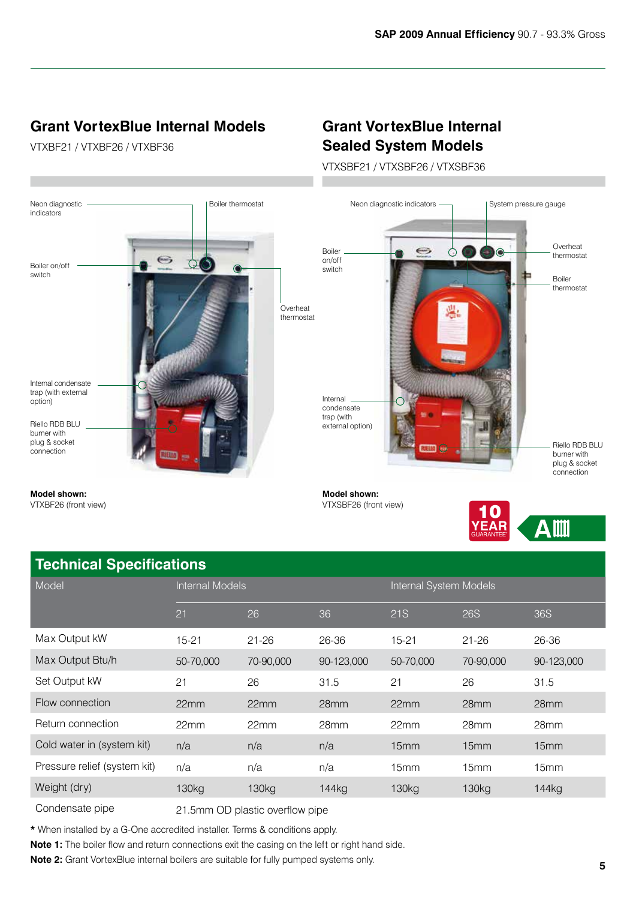## Grant VortexBlue Internal Models

VTXBF21 / VTXBF26 / VTXBF36

Neon diagnostic indicators

Boiler thermostat

Boiler on/off switch

Overheat thermostat

Internal condensate trap (with external option)

Riello RDB BLU burner with plug & socket connection

**Model shown:**
VTXBF26 (front view)

## Grant VortexBlue Internal Sealed System Models

VTXSBF21 / VTXSBF26 / VTXSBF36

Neon diagnostic indicators

System pressure gauge

Boiler on/off switch

Overheat thermostat

Boiler thermostat

Internal condensate trap (with external option)

Riello RDB BLU burner with plug & socket connection

**Model shown:**
VTXSBF26 (front view)

10 YEAR GUARANTEE*

## Technical Specifications

| Model | Internal Models | | | Internal System Models | | |
|---|---|---|---|---|---|---|
| | 21 | 26 | 36 | 21S | 26S | 36S |
| Max Output kW | 15-21 | 21-26 | 26-36 | 15-21 | 21-26 | 26-36 |
| Max Output Btu/h | 50-70,000 | 70-90,000 | 90-123,000 | 50-70,000 | 70-90,000 | 90-123,000 |
| Set Output kW | 21 | 26 | 31.5 | 21 | 26 | 31.5 |
| Flow connection | 22mm | 22mm | 28mm | 22mm | 28mm | 28mm |
| Return connection | 22mm | 22mm | 28mm | 22mm | 28mm | 28mm |
| Cold water in (system kit) | n/a | n/a | n/a | 15mm | 15mm | 15mm |
| Pressure relief (system kit) | n/a | n/a | n/a | 15mm | 15mm | 15mm |
| Weight (dry) | 130kg | 130kg | 144kg | 130kg | 130kg | 144kg |
| Condensate pipe | 21.5mm OD plastic overflow pipe | | | | | |

**\*** When installed by a G-One accredited installer. Terms & conditions apply.

**Note 1:** The boiler flow and return connections exit the casing on the left or right hand side.

**Note 2:** Grant VortexBlue internal boilers are suitable for fully pumped systems only.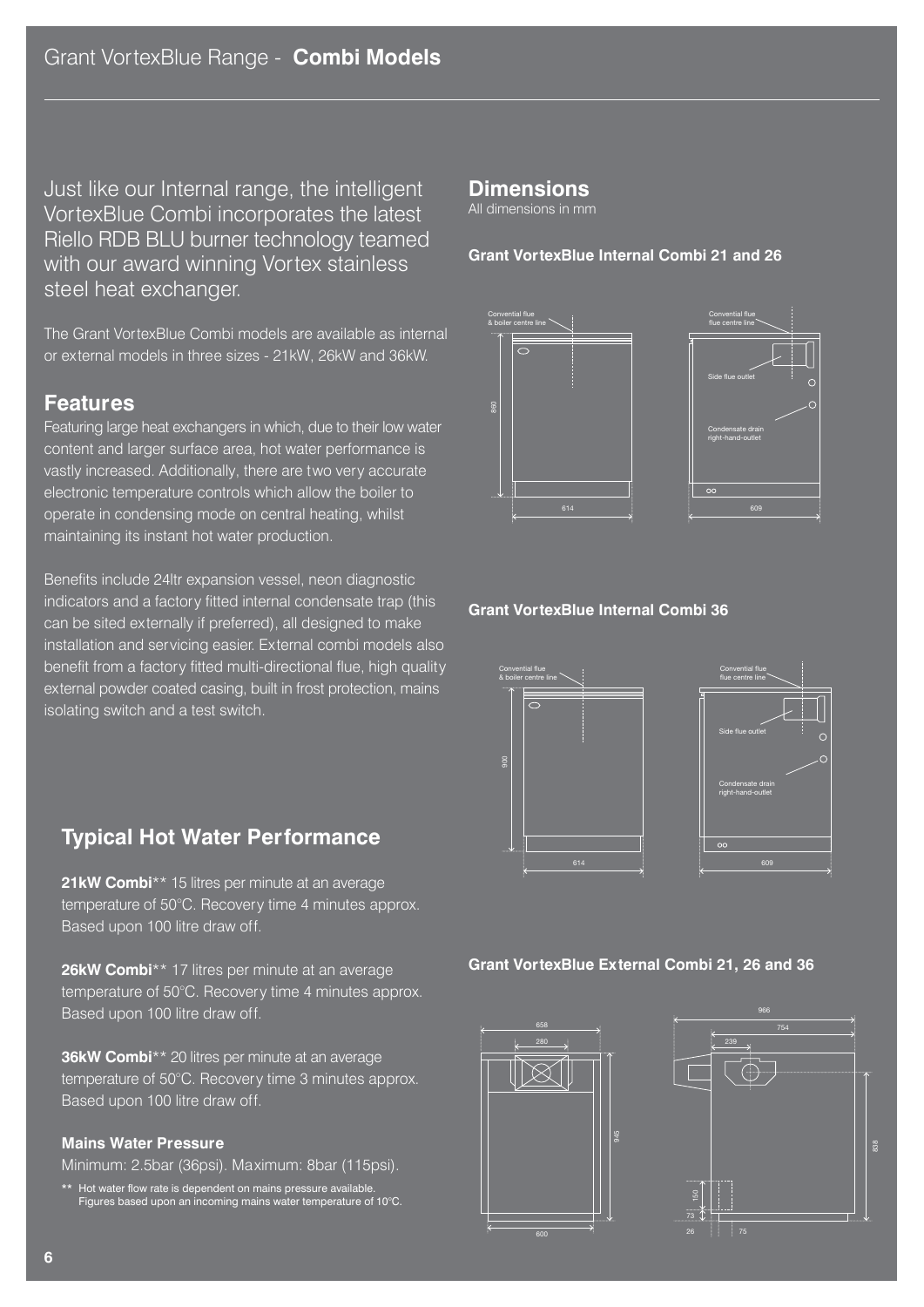# Grant VortexBlue Range - **Combi Models**

Just like our Internal range, the intelligent VortexBlue Combi incorporates the latest Riello RDB BLU burner technology teamed with our award winning Vortex stainless steel heat exchanger.

The Grant VortexBlue Combi models are available as internal or external models in three sizes - 21kW, 26kW and 36kW.

## Features

Featuring large heat exchangers in which, due to their low water content and larger surface area, hot water performance is vastly increased. Additionally, there are two very accurate electronic temperature controls which allow the boiler to operate in condensing mode on central heating, whilst maintaining its instant hot water production.

Benefits include 24ltr expansion vessel, neon diagnostic indicators and a factory fitted internal condensate trap (this can be sited externally if preferred), all designed to make installation and servicing easier. External combi models also benefit from a factory fitted multi-directional flue, high quality external powder coated casing, built in frost protection, mains isolating switch and a test switch.

## Typical Hot Water Performance

**21kW Combi**** 15 litres per minute at an average temperature of 50°C. Recovery time 4 minutes approx. Based upon 100 litre draw off.

**26kW Combi**** 17 litres per minute at an average temperature of 50°C. Recovery time 4 minutes approx. Based upon 100 litre draw off.

**36kW Combi**** 20 litres per minute at an average temperature of 50°C. Recovery time 3 minutes approx. Based upon 100 litre draw off.

### Mains Water Pressure

Minimum: 2.5bar (36psi). Maximum: 8bar (115psi).

** Hot water flow rate is dependent on mains pressure available. Figures based upon an incoming mains water temperature of 10°C.

## Dimensions

All dimensions in mm

### Grant VortexBlue Internal Combi 21 and 26

Convential flue & boiler centre line

Convential flue flue centre line

Side flue outlet

Condensate drain right-hand-outlet

860

614

609

### Grant VortexBlue Internal Combi 36

Convential flue & boiler centre line

Convential flue flue centre line

Side flue outlet

Condensate drain right-hand-outlet

900

614

609

### Grant VortexBlue External Combi 21, 26 and 36

658

280

945

600

966

754

239

838

150

73

26

75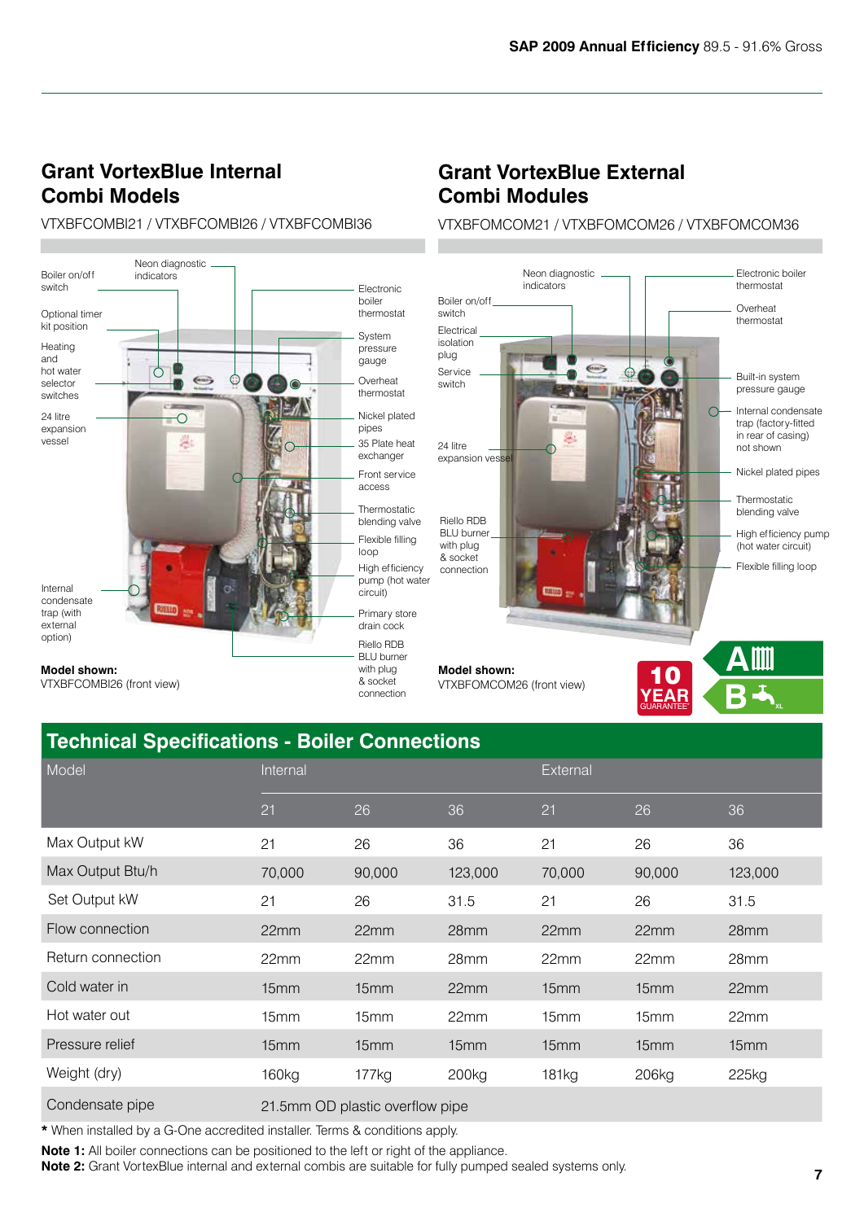SAP 2009 Annual Efficiency 89.5 - 91.6% Gross

## Grant VortexBlue Internal Combi Models

VTXBFCOMBI21 / VTXBFCOMBI26 / VTXBFCOMBI36

Boiler on/off switch

Neon diagnostic indicators

Optional timer kit position

Heating and hot water selector switches

24 litre expansion vessel

Internal condensate trap (with external option)

Electronic boiler thermostat

System pressure gauge

Overheat thermostat

Nickel plated pipes

35 Plate heat exchanger

Front service access

Thermostatic blending valve

Flexible filling loop

High efficiency pump (hot water circuit)

Primary store drain cock

Riello RDB BLU burner with plug & socket connection

**Model shown:**
VTXBFCOMBI26 (front view)

## Grant VortexBlue External Combi Modules

VTXBFOMCOM21 / VTXBFOMCOM26 / VTXBFOMCOM36

Neon diagnostic indicators

Boiler on/off switch

Electrical isolation plug

Service switch

24 litre expansion vessel

Riello RDB BLU burner with plug & socket connection

Electronic boiler thermostat

Overheat thermostat

Built-in system pressure gauge

Internal condensate trap (factory-fitted in rear of casing) not shown

Nickel plated pipes

Thermostatic blending valve

High efficiency pump (hot water circuit)

Flexible filling loop

**Model shown:**
VTXBFOMCOM26 (front view)

10 YEAR GUARANTEE*

A

B XL

## Technical Specifications - Boiler Connections

| Model | Internal | | | External | | |
|---|---|---|---|---|---|---|
| | 21 | 26 | 36 | 21 | 26 | 36 |
| Max Output kW | 21 | 26 | 36 | 21 | 26 | 36 |
| Max Output Btu/h | 70,000 | 90,000 | 123,000 | 70,000 | 90,000 | 123,000 |
| Set Output kW | 21 | 26 | 31.5 | 21 | 26 | 31.5 |
| Flow connection | 22mm | 22mm | 28mm | 22mm | 22mm | 28mm |
| Return connection | 22mm | 22mm | 28mm | 22mm | 22mm | 28mm |
| Cold water in | 15mm | 15mm | 22mm | 15mm | 15mm | 22mm |
| Hot water out | 15mm | 15mm | 22mm | 15mm | 15mm | 22mm |
| Pressure relief | 15mm | 15mm | 15mm | 15mm | 15mm | 15mm |
| Weight (dry) | 160kg | 177kg | 200kg | 181kg | 206kg | 225kg |
| Condensate pipe | 21.5mm OD plastic overflow pipe | | | | | |

**\*** When installed by a G-One accredited installer. Terms & conditions apply.

**Note 1:** All boiler connections can be positioned to the left or right of the appliance.
**Note 2:** Grant VortexBlue internal and external combis are suitable for fully pumped sealed systems only.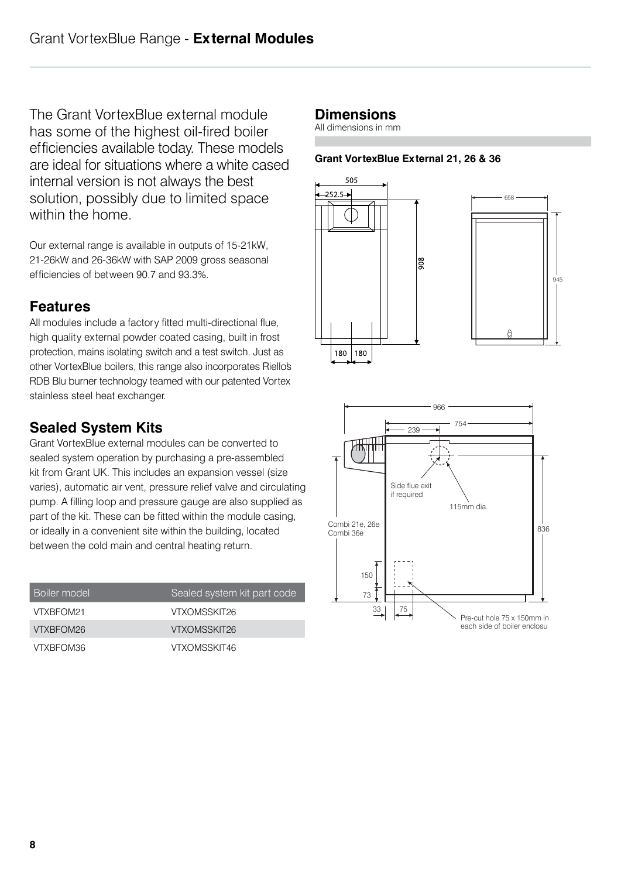The Grant VortexBlue external module has some of the highest oil-fired boiler efficiencies available today. These models are ideal for situations where a white cased internal version is not always the best solution, possibly due to limited space within the home.

Our external range is available in outputs of 15-21kW, 21-26kW and 26-36kW with SAP 2009 gross seasonal efficiencies of between 90.7 and 93.3%.

## Features

All modules include a factory fitted multi-directional flue, high quality external powder coated casing, built in frost protection, mains isolating switch and a test switch. Just as other VortexBlue boilers, this range also incorporates Riello's RDB Blu burner technology teamed with our patented Vortex stainless steel heat exchanger.

## Sealed System Kits

Grant VortexBlue external modules can be converted to sealed system operation by purchasing a pre-assembled kit from Grant UK. This includes an expansion vessel (size varies), automatic air vent, pressure relief valve and circulating pump. A filling loop and pressure gauge are also supplied as part of the kit. These can be fitted within the module casing, or ideally in a convenient site within the building, located between the cold main and central heating return.

| Boiler model | Sealed system kit part code |
| --- | --- |
| VTXBFOM21 | VTXOMSSKIT26 |
| VTXBFOM26 | VTXOMSSKIT26 |
| VTXBFOM36 | VTXOMSSKIT46 |

## Dimensions

All dimensions in mm

**Grant VortexBlue External 21, 26 & 36**

505, 252.5, 908, 180, 180, 658, 945

966, 754, 239, Side flue exit if required, 115mm dia., Combi 21e, 26e Combi 36e, 836, 150, 73, 33, 75, Pre-cut hole 75 x 150mm in each side of boiler enclosu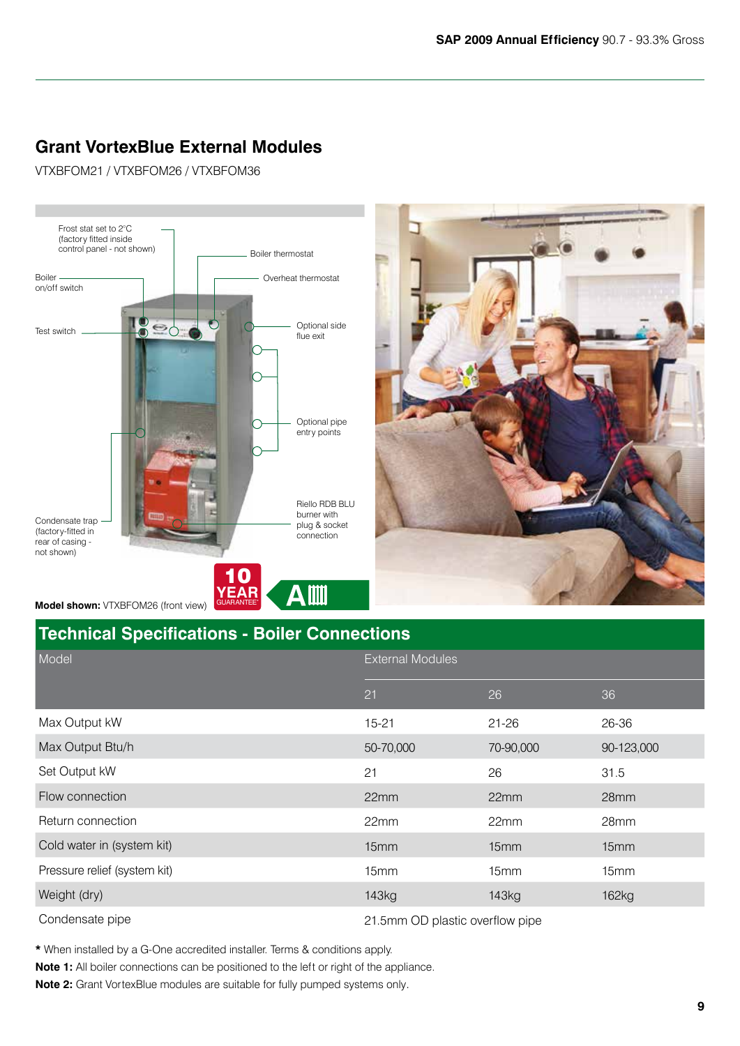**SAP 2009 Annual Efficiency** 90.7 - 93.3% Gross

## Grant VortexBlue External Modules

VTXBFOM21 / VTXBFOM26 / VTXBFOM36

Frost stat set to 2°C (factory fitted inside control panel - not shown)

Boiler thermostat

Overheat thermostat

Boiler on/off switch

Test switch

Optional side flue exit

Optional pipe entry points

Riello RDB BLU burner with plug & socket connection

Condensate trap (factory-fitted in rear of casing - not shown)

**Model shown:** VTXBFOM26 (front view)

10 YEAR GUARANTEE*

## Technical Specifications - Boiler Connections

| Model | External Modules | | |
|---|---|---|---|
| | 21 | 26 | 36 |
| Max Output kW | 15-21 | 21-26 | 26-36 |
| Max Output Btu/h | 50-70,000 | 70-90,000 | 90-123,000 |
| Set Output kW | 21 | 26 | 31.5 |
| Flow connection | 22mm | 22mm | 28mm |
| Return connection | 22mm | 22mm | 28mm |
| Cold water in (system kit) | 15mm | 15mm | 15mm |
| Pressure relief (system kit) | 15mm | 15mm | 15mm |
| Weight (dry) | 143kg | 143kg | 162kg |
| Condensate pipe | 21.5mm OD plastic overflow pipe | | |

**\*** When installed by a G-One accredited installer. Terms & conditions apply.

**Note 1:** All boiler connections can be positioned to the left or right of the appliance.

**Note 2:** Grant VortexBlue modules are suitable for fully pumped systems only.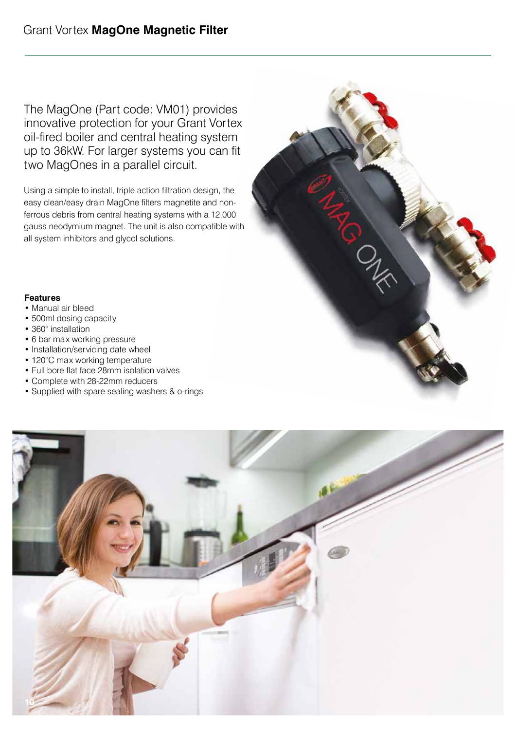# Grant Vortex **MagOne Magnetic Filter**

The MagOne (Part code: VM01) provides innovative protection for your Grant Vortex oil-fired boiler and central heating system up to 36kW. For larger systems you can fit two MagOnes in a parallel circuit.

Using a simple to install, triple action filtration design, the easy clean/easy drain MagOne filters magnetite and non-ferrous debris from central heating systems with a 12,000 gauss neodymium magnet. The unit is also compatible with all system inhibitors and glycol solutions.

**Features**

- Manual air bleed
- 500ml dosing capacity
- 360° installation
- 6 bar max working pressure
- Installation/servicing date wheel
- 120°C max working temperature
- Full bore flat face 28mm isolation valves
- Complete with 28-22mm reducers
- Supplied with spare sealing washers & o-rings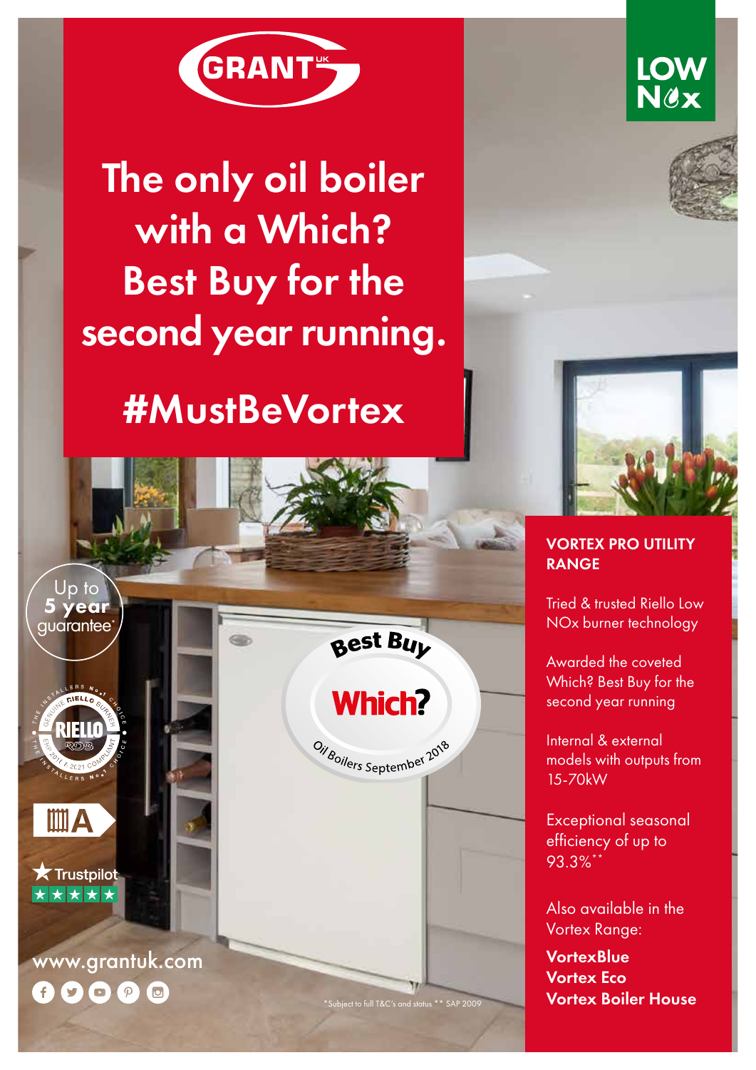GRANT UK

LOW NOx

# The only oil boiler with a Which? Best Buy for the second year running.

## #MustBeVortex

Up to **5 year** guarantee*

THE INSTALLERS No.1 CHOICE · GENUINE RIELLO BURNER · RIELLO RDB · ERP 2018 & 2021 COMPLIANT

A

Trustpilot ★★★★★

Best Buy Which? Oil Boilers September 2018

www.grantuk.com

### VORTEX PRO UTILITY RANGE

Tried & trusted Riello Low NOx burner technology

Awarded the coveted Which? Best Buy for the second year running

Internal & external models with outputs from 15-70kW

Exceptional seasonal efficiency of up to 93.3%**

Also available in the Vortex Range:

**VortexBlue**
**Vortex Eco**
**Vortex Boiler House**

*Subject to full T&C's and status ** SAP 2009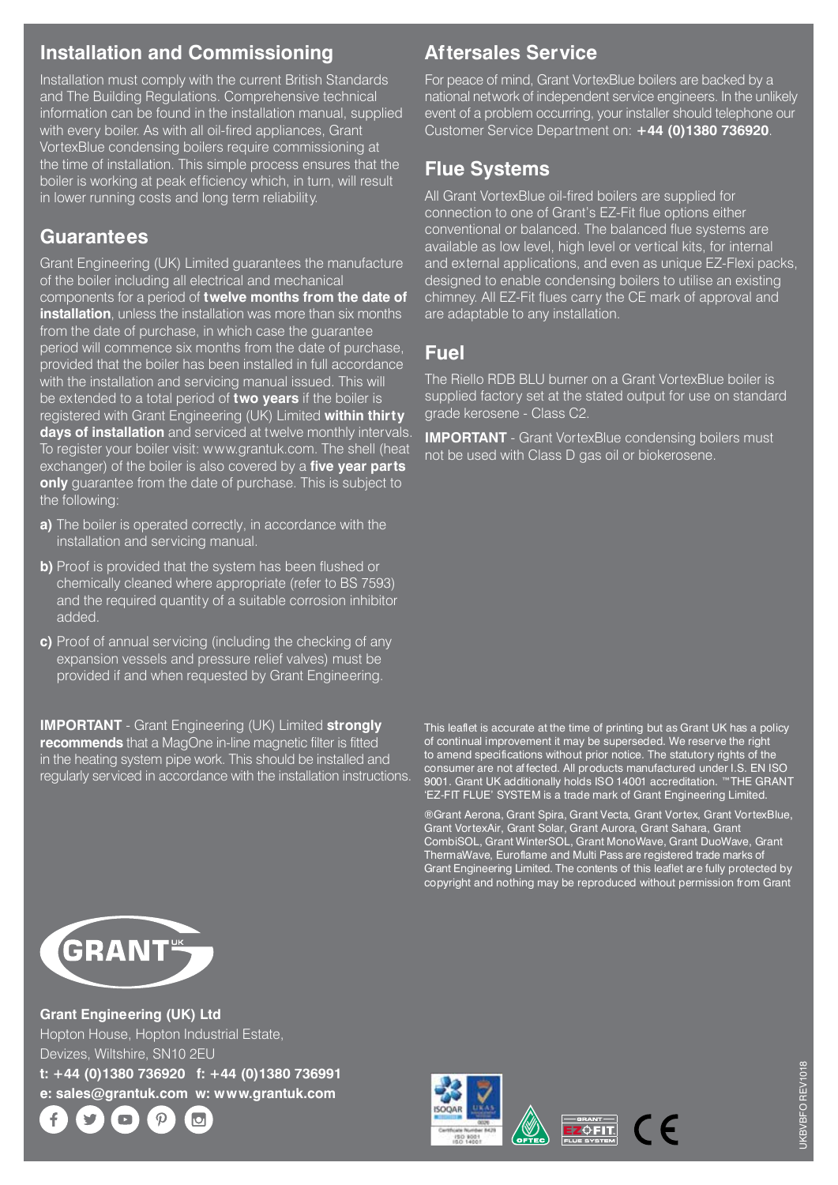## Installation and Commissioning

Installation must comply with the current British Standards and The Building Regulations. Comprehensive technical information can be found in the installation manual, supplied with every boiler. As with all oil-fired appliances, Grant VortexBlue condensing boilers require commissioning at the time of installation. This simple process ensures that the boiler is working at peak efficiency which, in turn, will result in lower running costs and long term reliability.

## Guarantees

Grant Engineering (UK) Limited guarantees the manufacture of the boiler including all electrical and mechanical components for a period of **twelve months from the date of installation**, unless the installation was more than six months from the date of purchase, in which case the guarantee period will commence six months from the date of purchase, provided that the boiler has been installed in full accordance with the installation and servicing manual issued. This will be extended to a total period of **two years** if the boiler is registered with Grant Engineering (UK) Limited **within thirty days of installation** and serviced at twelve monthly intervals. To register your boiler visit: www.grantuk.com. The shell (heat exchanger) of the boiler is also covered by a **five year parts only** guarantee from the date of purchase. This is subject to the following:

**a)** The boiler is operated correctly, in accordance with the installation and servicing manual.

**b)** Proof is provided that the system has been flushed or chemically cleaned where appropriate (refer to BS 7593) and the required quantity of a suitable corrosion inhibitor added.

**c)** Proof of annual servicing (including the checking of any expansion vessels and pressure relief valves) must be provided if and when requested by Grant Engineering.

**IMPORTANT** - Grant Engineering (UK) Limited **strongly recommends** that a MagOne in-line magnetic filter is fitted in the heating system pipe work. This should be installed and regularly serviced in accordance with the installation instructions.

## Aftersales Service

For peace of mind, Grant VortexBlue boilers are backed by a national network of independent service engineers. In the unlikely event of a problem occurring, your installer should telephone our Customer Service Department on: **+44 (0)1380 736920**.

## Flue Systems

All Grant VortexBlue oil-fired boilers are supplied for connection to one of Grant's EZ-Fit flue options either conventional or balanced. The balanced flue systems are available as low level, high level or vertical kits, for internal and external applications, and even as unique EZ-Flexi packs, designed to enable condensing boilers to utilise an existing chimney. All EZ-Fit flues carry the CE mark of approval and are adaptable to any installation.

## Fuel

The Riello RDB BLU burner on a Grant VortexBlue boiler is supplied factory set at the stated output for use on standard grade kerosene - Class C2.

**IMPORTANT** - Grant VortexBlue condensing boilers must not be used with Class D gas oil or biokerosene.

This leaflet is accurate at the time of printing but as Grant UK has a policy of continual improvement it may be superseded. We reserve the right to amend specifications without prior notice. The statutory rights of the consumer are not affected. All products manufactured under I.S. EN ISO 9001. Grant UK additionally holds ISO 14001 accreditation. ™THE GRANT 'EZ-FIT FLUE' SYSTEM is a trade mark of Grant Engineering Limited.

®Grant Aerona, Grant Spira, Grant Vecta, Grant Vortex, Grant VortexBlue, Grant VortexAir, Grant Solar, Grant Aurora, Grant Sahara, Grant CombiSOL, Grant WinterSOL, Grant MonoWave, Grant DuoWave, Grant ThermaWave, Euroflame and Multi Pass are registered trade marks of Grant Engineering Limited. The contents of this leaflet are fully protected by copyright and nothing may be reproduced without permission from Grant

**Grant Engineering (UK) Ltd**
Hopton House, Hopton Industrial Estate,
Devizes, Wiltshire, SN10 2EU
**t: +44 (0)1380 736920 f: +44 (0)1380 736991**
**e: sales@grantuk.com w: www.grantuk.com**

UKBVBFO REV1018